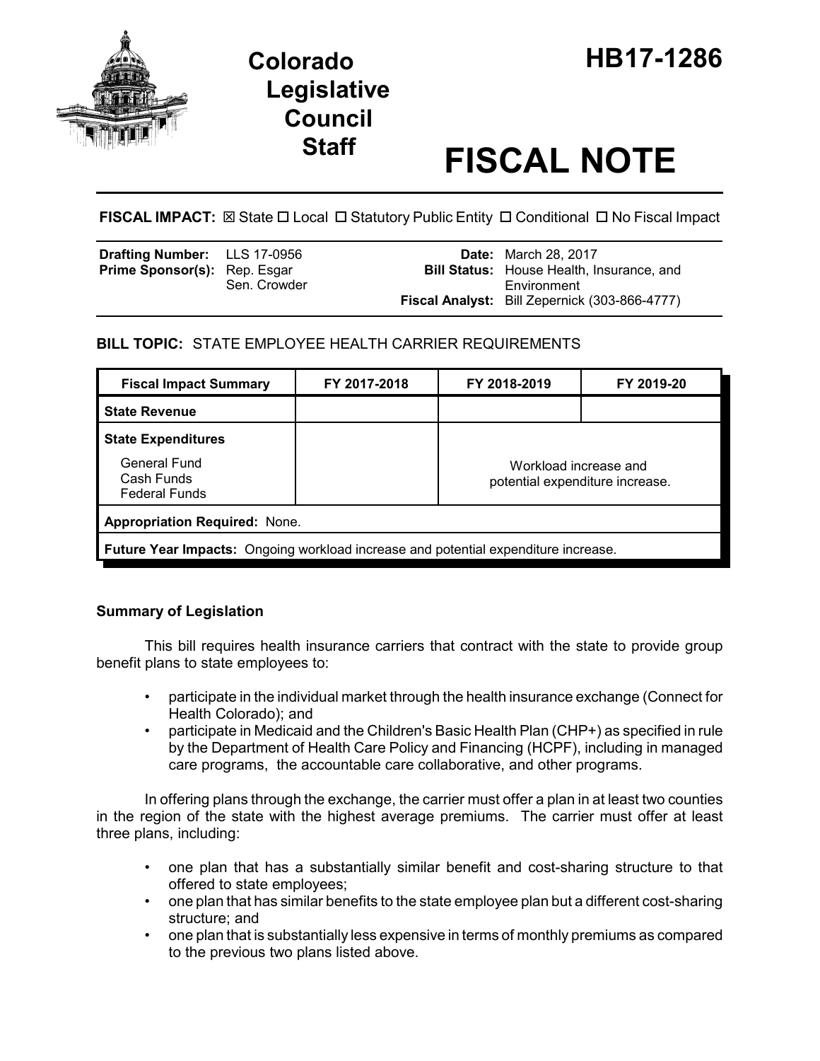# Colorado Legislative Council Staff

# HB17-1286

# FISCAL NOTE

**FISCAL IMPACT:** ☒ State ☐ Local ☐ Statutory Public Entity ☐ Conditional ☐ No Fiscal Impact

| | | | |
|---|---|---|---|
| **Drafting Number:** | LLS 17-0956 | **Date:** | March 28, 2017 |
| **Prime Sponsor(s):** | Rep. Esgar<br>Sen. Crowder | **Bill Status:** | House Health, Insurance, and Environment |
| | | **Fiscal Analyst:** | Bill Zepernick (303-866-4777) |

**BILL TOPIC:** STATE EMPLOYEE HEALTH CARRIER REQUIREMENTS

| Fiscal Impact Summary | FY 2017-2018 | FY 2018-2019 | FY 2019-20 |
|---|---|---|---|
| **State Revenue** | | | |
| **State Expenditures**<br>General Fund<br>Cash Funds<br>Federal Funds | | Workload increase and potential expenditure increase. | |
| **Appropriation Required:** None. | | | |
| **Future Year Impacts:** Ongoing workload increase and potential expenditure increase. | | | |

## Summary of Legislation

This bill requires health insurance carriers that contract with the state to provide group benefit plans to state employees to:

- participate in the individual market through the health insurance exchange (Connect for Health Colorado); and
- participate in Medicaid and the Children's Basic Health Plan (CHP+) as specified in rule by the Department of Health Care Policy and Financing (HCPF), including in managed care programs, the accountable care collaborative, and other programs.

In offering plans through the exchange, the carrier must offer a plan in at least two counties in the region of the state with the highest average premiums. The carrier must offer at least three plans, including:

- one plan that has a substantially similar benefit and cost-sharing structure to that offered to state employees;
- one plan that has similar benefits to the state employee plan but a different cost-sharing structure; and
- one plan that is substantially less expensive in terms of monthly premiums as compared to the previous two plans listed above.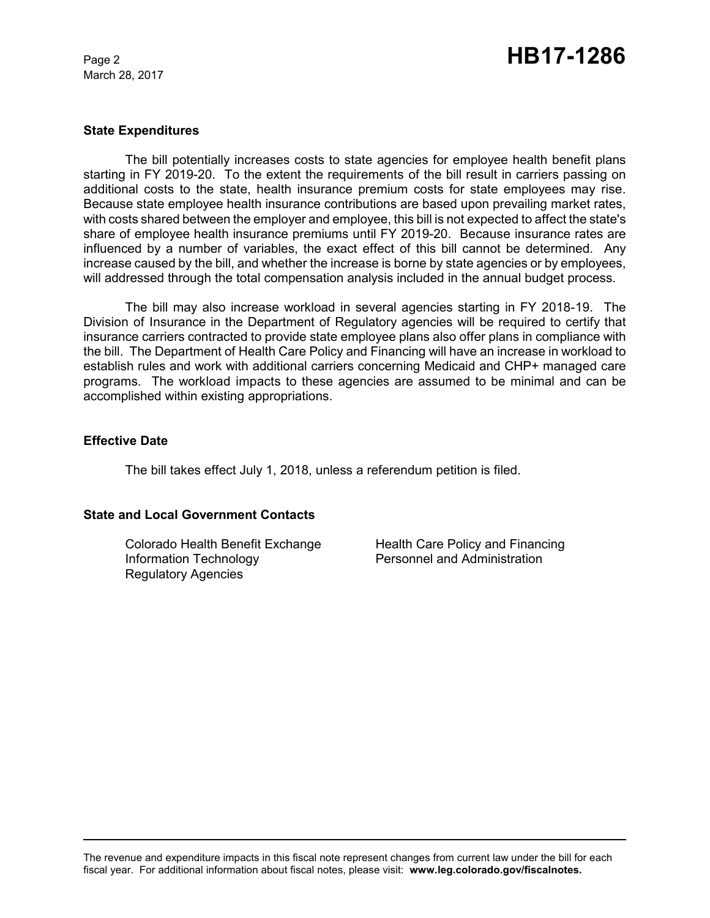## State Expenditures

The bill potentially increases costs to state agencies for employee health benefit plans starting in FY 2019-20. To the extent the requirements of the bill result in carriers passing on additional costs to the state, health insurance premium costs for state employees may rise. Because state employee health insurance contributions are based upon prevailing market rates, with costs shared between the employer and employee, this bill is not expected to affect the state's share of employee health insurance premiums until FY 2019-20. Because insurance rates are influenced by a number of variables, the exact effect of this bill cannot be determined. Any increase caused by the bill, and whether the increase is borne by state agencies or by employees, will addressed through the total compensation analysis included in the annual budget process.

The bill may also increase workload in several agencies starting in FY 2018-19. The Division of Insurance in the Department of Regulatory agencies will be required to certify that insurance carriers contracted to provide state employee plans also offer plans in compliance with the bill. The Department of Health Care Policy and Financing will have an increase in workload to establish rules and work with additional carriers concerning Medicaid and CHP+ managed care programs. The workload impacts to these agencies are assumed to be minimal and can be accomplished within existing appropriations.

## Effective Date

The bill takes effect July 1, 2018, unless a referendum petition is filed.

## State and Local Government Contacts

Colorado Health Benefit Exchange
Health Care Policy and Financing
Information Technology
Personnel and Administration
Regulatory Agencies

The revenue and expenditure impacts in this fiscal note represent changes from current law under the bill for each fiscal year. For additional information about fiscal notes, please visit: **www.leg.colorado.gov/fiscalnotes.**